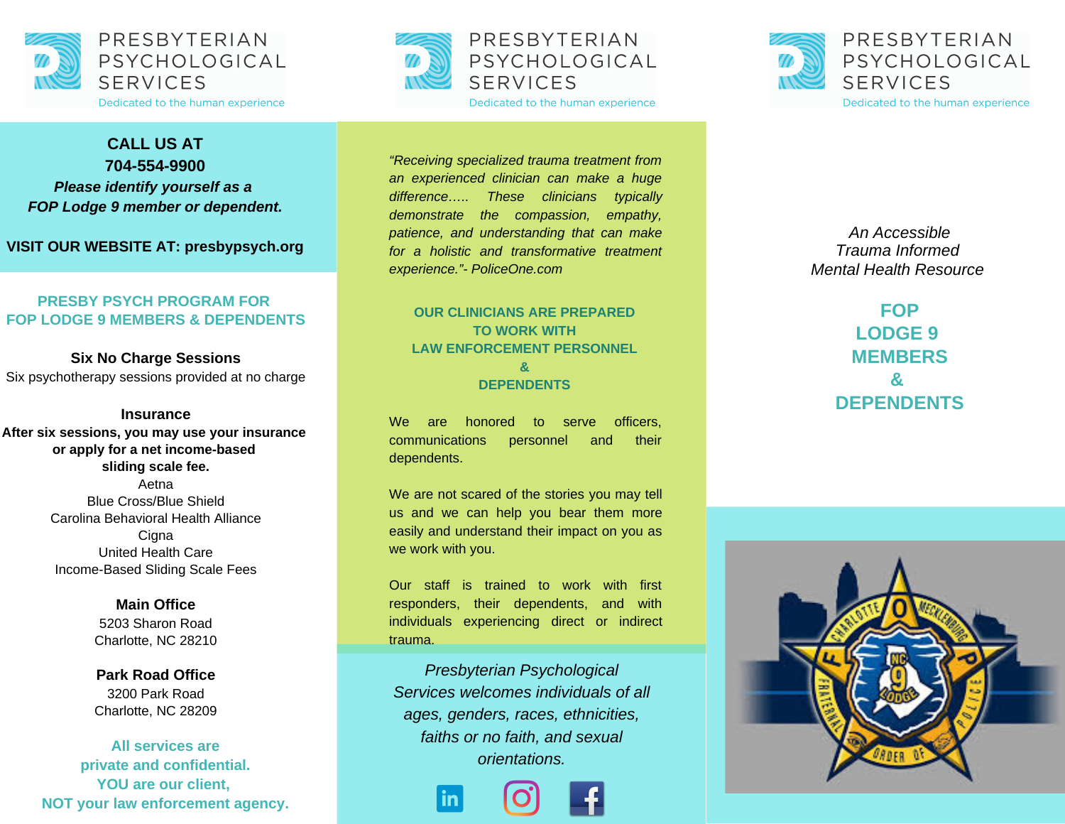PRESBYTERIAN PSYCHOLOGICAL SERVICES

Dedicated to the human experience

**CALL US AT**
**704-554-9900**
***Please identify yourself as a FOP Lodge 9 member or dependent.***

**VISIT OUR WEBSITE AT: presbypsych.org**

## PRESBY PSYCH PROGRAM FOR FOP LODGE 9 MEMBERS & DEPENDENTS

**Six No Charge Sessions**

Six psychotherapy sessions provided at no charge

**Insurance**

**After six sessions, you may use your insurance or apply for a net income-based sliding scale fee.**

Aetna
Blue Cross/Blue Shield
Carolina Behavioral Health Alliance
Cigna
United Health Care
Income-Based Sliding Scale Fees

**Main Office**
5203 Sharon Road
Charlotte, NC 28210

**Park Road Office**
3200 Park Road
Charlotte, NC 28209

**All services are private and confidential. YOU are our client, NOT your law enforcement agency.**

PRESBYTERIAN PSYCHOLOGICAL SERVICES

Dedicated to the human experience

*"Receiving specialized trauma treatment from an experienced clinician can make a huge difference….. These clinicians typically demonstrate the compassion, empathy, patience, and understanding that can make for a holistic and transformative treatment experience."- PoliceOne.com*

## OUR CLINICIANS ARE PREPARED TO WORK WITH LAW ENFORCEMENT PERSONNEL & DEPENDENTS

We are honored to serve officers, communications personnel and their dependents.

We are not scared of the stories you may tell us and we can help you bear them more easily and understand their impact on you as we work with you.

Our staff is trained to work with first responders, their dependents, and with individuals experiencing direct or indirect trauma.

*Presbyterian Psychological Services welcomes individuals of all ages, genders, races, ethnicities, faiths or no faith, and sexual orientations.*

PRESBYTERIAN PSYCHOLOGICAL SERVICES

Dedicated to the human experience

*An Accessible Trauma Informed Mental Health Resource*

# FOP LODGE 9 MEMBERS & DEPENDENTS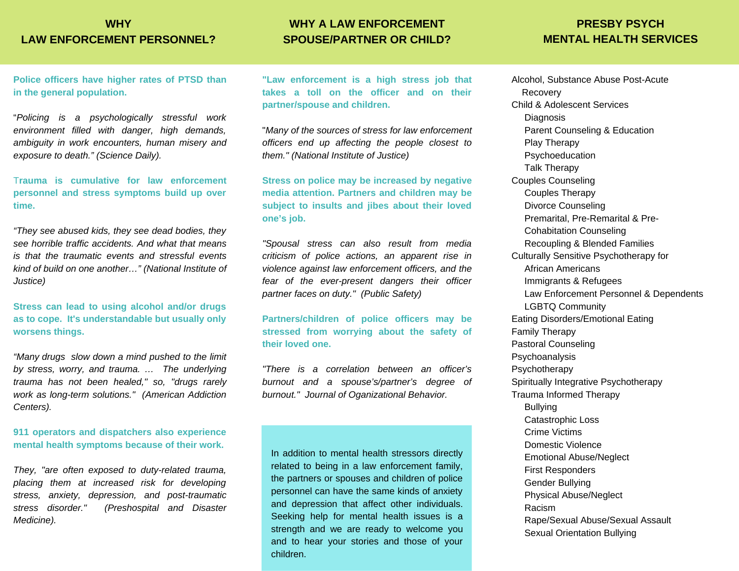## WHY LAW ENFORCEMENT PERSONNEL?

**Police officers have higher rates of PTSD than in the general population.**

"*Policing is a psychologically stressful work environment filled with danger, high demands, ambiguity in work encounters, human misery and exposure to death." (Science Daily).*

**Trauma is cumulative for law enforcement personnel and stress symptoms build up over time.**

*"They see abused kids, they see dead bodies, they see horrible traffic accidents. And what that means is that the traumatic events and stressful events kind of build on one another…" (National Institute of Justice)*

**Stress can lead to using alcohol and/or drugs as to cope. It's understandable but usually only worsens things.**

*"Many drugs slow down a mind pushed to the limit by stress, worry, and trauma. … The underlying trauma has not been healed," so, "drugs rarely work as long-term solutions." (American Addiction Centers).*

**911 operators and dispatchers also experience mental health symptoms because of their work.**

*They, "are often exposed to duty-related trauma, placing them at increased risk for developing stress, anxiety, depression, and post-traumatic stress disorder." (Preshospital and Disaster Medicine).*

## WHY A LAW ENFORCEMENT SPOUSE/PARTNER OR CHILD?

**"Law enforcement is a high stress job that takes a toll on the officer and on their partner/spouse and children.**

"*Many of the sources of stress for law enforcement officers end up affecting the people closest to them." (National Institute of Justice)*

**Stress on police may be increased by negative media attention. Partners and children may be subject to insults and jibes about their loved one's job.**

*"Spousal stress can also result from media criticism of police actions, an apparent rise in violence against law enforcement officers, and the fear of the ever-present dangers their officer partner faces on duty." (Public Safety)*

**Partners/children of police officers may be stressed from worrying about the safety of their loved one.**

*"There is a correlation between an officer's burnout and a spouse's/partner's degree of burnout." Journal of Oganizational Behavior.*

In addition to mental health stressors directly related to being in a law enforcement family, the partners or spouses and children of police personnel can have the same kinds of anxiety and depression that affect other individuals. Seeking help for mental health issues is a strength and we are ready to welcome you and to hear your stories and those of your children.

## PRESBY PSYCH MENTAL HEALTH SERVICES

- Alcohol, Substance Abuse Post-Acute Recovery
- Child & Adolescent Services
  - Diagnosis
  - Parent Counseling & Education
  - Play Therapy
  - Psychoeducation
  - Talk Therapy
- Couples Counseling
  - Couples Therapy
  - Divorce Counseling
  - Premarital, Pre-Remarital & Pre-Cohabitation Counseling
  - Recoupling & Blended Families
- Culturally Sensitive Psychotherapy for
  - African Americans
  - Immigrants & Refugees
  - Law Enforcement Personnel & Dependents
  - LGBTQ Community
- Eating Disorders/Emotional Eating
- Family Therapy
- Pastoral Counseling
- Psychoanalysis
- Psychotherapy
- Spiritually Integrative Psychotherapy
- Trauma Informed Therapy
  - Bullying
  - Catastrophic Loss
  - Crime Victims
  - Domestic Violence
  - Emotional Abuse/Neglect
  - First Responders
  - Gender Bullying
  - Physical Abuse/Neglect
  - Racism
  - Rape/Sexual Abuse/Sexual Assault
  - Sexual Orientation Bullying